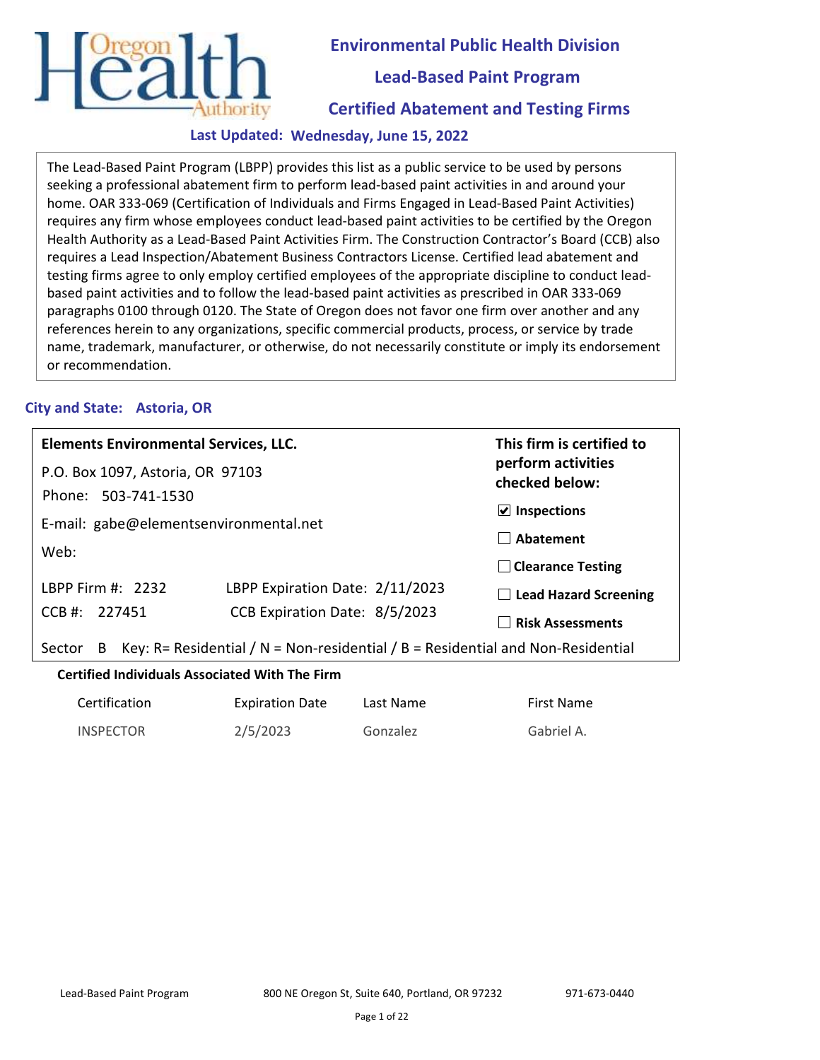# Environmental Public Health Division

## Lead-Based Paint Program

## Certified Abatement and Testing Firms

**Last Updated: Wednesday, June 15, 2022**

The Lead-Based Paint Program (LBPP) provides this list as a public service to be used by persons seeking a professional abatement firm to perform lead-based paint activities in and around your home. OAR 333-069 (Certification of Individuals and Firms Engaged in Lead-Based Paint Activities) requires any firm whose employees conduct lead-based paint activities to be certified by the Oregon Health Authority as a Lead-Based Paint Activities Firm. The Construction Contractor's Board (CCB) also requires a Lead Inspection/Abatement Business Contractors License. Certified lead abatement and testing firms agree to only employ certified employees of the appropriate discipline to conduct lead-based paint activities and to follow the lead-based paint activities as prescribed in OAR 333-069 paragraphs 0100 through 0120. The State of Oregon does not favor one firm over another and any references herein to any organizations, specific commercial products, process, or service by trade name, trademark, manufacturer, or otherwise, do not necessarily constitute or imply its endorsement or recommendation.

### City and State: Astoria, OR

**Elements Environmental Services, LLC.**

P.O. Box 1097, Astoria, OR 97103

Phone: 503-741-1530

E-mail: gabe@elementsenvironmental.net

Web:

LBPP Firm #: 2232 — LBPP Expiration Date: 2/11/2023

CCB #: 227451 — CCB Expiration Date: 8/5/2023

**This firm is certified to perform activities checked below:**

- ☑ **Inspections**
- ☐ **Abatement**
- ☐ **Clearance Testing**
- ☐ **Lead Hazard Screening**
- ☐ **Risk Assessments**

Sector B Key: R= Residential / N = Non-residential / B = Residential and Non-Residential

**Certified Individuals Associated With The Firm**

| Certification | Expiration Date | Last Name | First Name |
|---|---|---|---|
| INSPECTOR | 2/5/2023 | Gonzalez | Gabriel A. |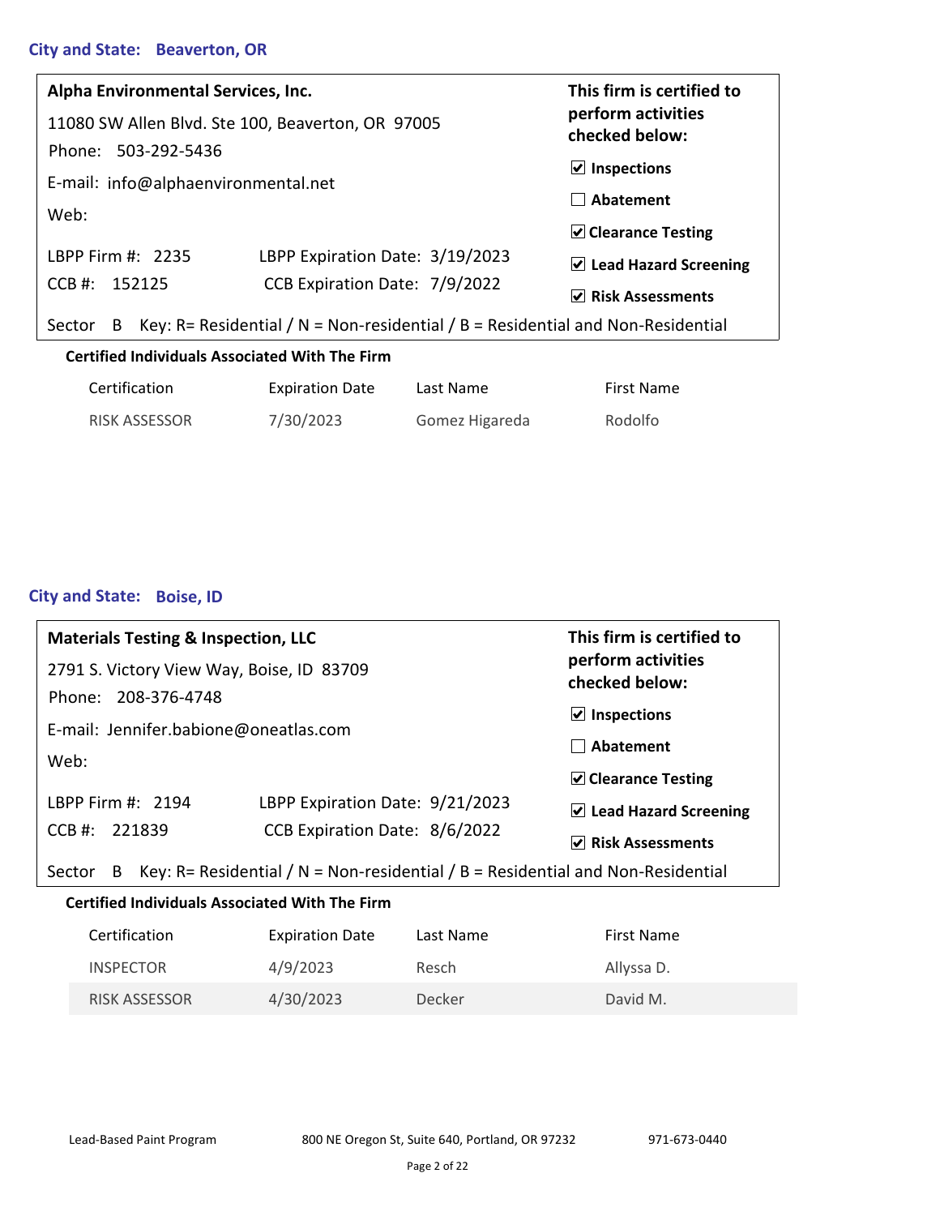## City and State: Beaverton, OR

**Alpha Environmental Services, Inc.**

11080 SW Allen Blvd. Ste 100, Beaverton, OR 97005

Phone: 503-292-5436

E-mail: info@alphaenvironmental.net

Web:

LBPP Firm #: 2235 LBPP Expiration Date: 3/19/2023

CCB #: 152125 CCB Expiration Date: 7/9/2022

**This firm is certified to perform activities checked below:**

- ☑ **Inspections**
- ☐ **Abatement**
- ☑ **Clearance Testing**
- ☑ **Lead Hazard Screening**
- ☑ **Risk Assessments**

Sector B Key: R= Residential / N = Non-residential / B = Residential and Non-Residential

**Certified Individuals Associated With The Firm**

| Certification | Expiration Date | Last Name | First Name |
|---|---|---|---|
| RISK ASSESSOR | 7/30/2023 | Gomez Higareda | Rodolfo |

## City and State: Boise, ID

**Materials Testing & Inspection, LLC**

2791 S. Victory View Way, Boise, ID 83709

Phone: 208-376-4748

E-mail: Jennifer.babione@oneatlas.com

Web:

LBPP Firm #: 2194 LBPP Expiration Date: 9/21/2023

CCB #: 221839 CCB Expiration Date: 8/6/2022

**This firm is certified to perform activities checked below:**

- ☑ **Inspections**
- ☐ **Abatement**
- ☑ **Clearance Testing**
- ☑ **Lead Hazard Screening**
- ☑ **Risk Assessments**

Sector B Key: R= Residential / N = Non-residential / B = Residential and Non-Residential

**Certified Individuals Associated With The Firm**

| Certification | Expiration Date | Last Name | First Name |
|---|---|---|---|
| INSPECTOR | 4/9/2023 | Resch | Allyssa D. |
| RISK ASSESSOR | 4/30/2023 | Decker | David M. |

Lead-Based Paint Program 800 NE Oregon St, Suite 640, Portland, OR 97232 971-673-0440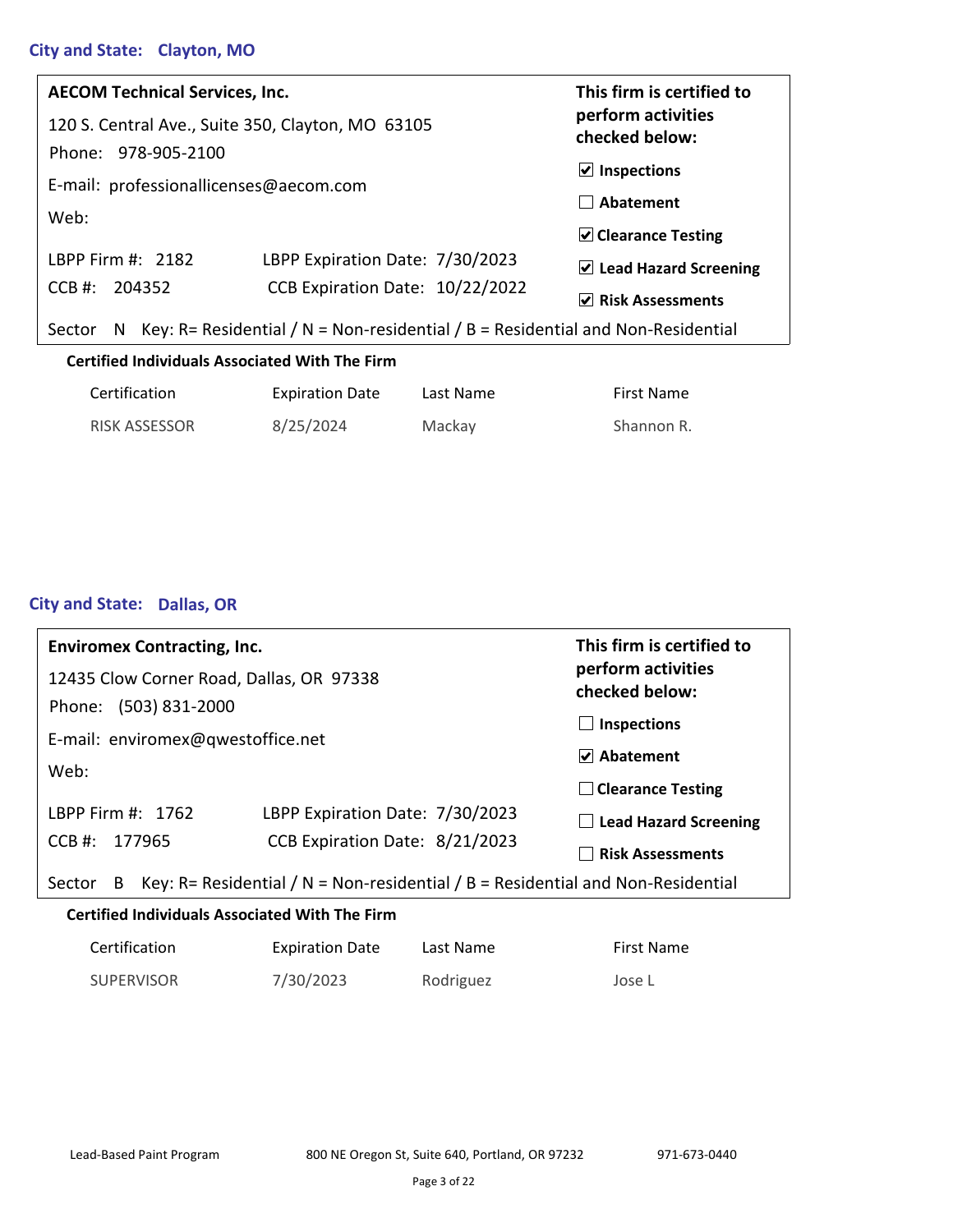### City and State: Clayton, MO

**AECOM Technical Services, Inc.**

120 S. Central Ave., Suite 350, Clayton, MO 63105

Phone: 978-905-2100

E-mail: professionallicenses@aecom.com

Web:

LBPP Firm #: 2182 LBPP Expiration Date: 7/30/2023

CCB #: 204352 CCB Expiration Date: 10/22/2022

**This firm is certified to perform activities checked below:**

- ☑ **Inspections**
- ☐ **Abatement**
- ☑ **Clearance Testing**
- ☑ **Lead Hazard Screening**
- ☑ **Risk Assessments**

Sector N Key: R= Residential / N = Non-residential / B = Residential and Non-Residential

**Certified Individuals Associated With The Firm**

| Certification | Expiration Date | Last Name | First Name |
|---|---|---|---|
| RISK ASSESSOR | 8/25/2024 | Mackay | Shannon R. |

### City and State: Dallas, OR

**Enviromex Contracting, Inc.**

12435 Clow Corner Road, Dallas, OR 97338

Phone: (503) 831-2000

E-mail: enviromex@qwestoffice.net

Web:

LBPP Firm #: 1762 LBPP Expiration Date: 7/30/2023

CCB #: 177965 CCB Expiration Date: 8/21/2023

**This firm is certified to perform activities checked below:**

- ☐ **Inspections**
- ☑ **Abatement**
- ☐ **Clearance Testing**
- ☐ **Lead Hazard Screening**
- ☐ **Risk Assessments**

Sector B Key: R= Residential / N = Non-residential / B = Residential and Non-Residential

**Certified Individuals Associated With The Firm**

| Certification | Expiration Date | Last Name | First Name |
|---|---|---|---|
| SUPERVISOR | 7/30/2023 | Rodriguez | Jose L |

Lead-Based Paint Program 800 NE Oregon St, Suite 640, Portland, OR 97232 971-673-0440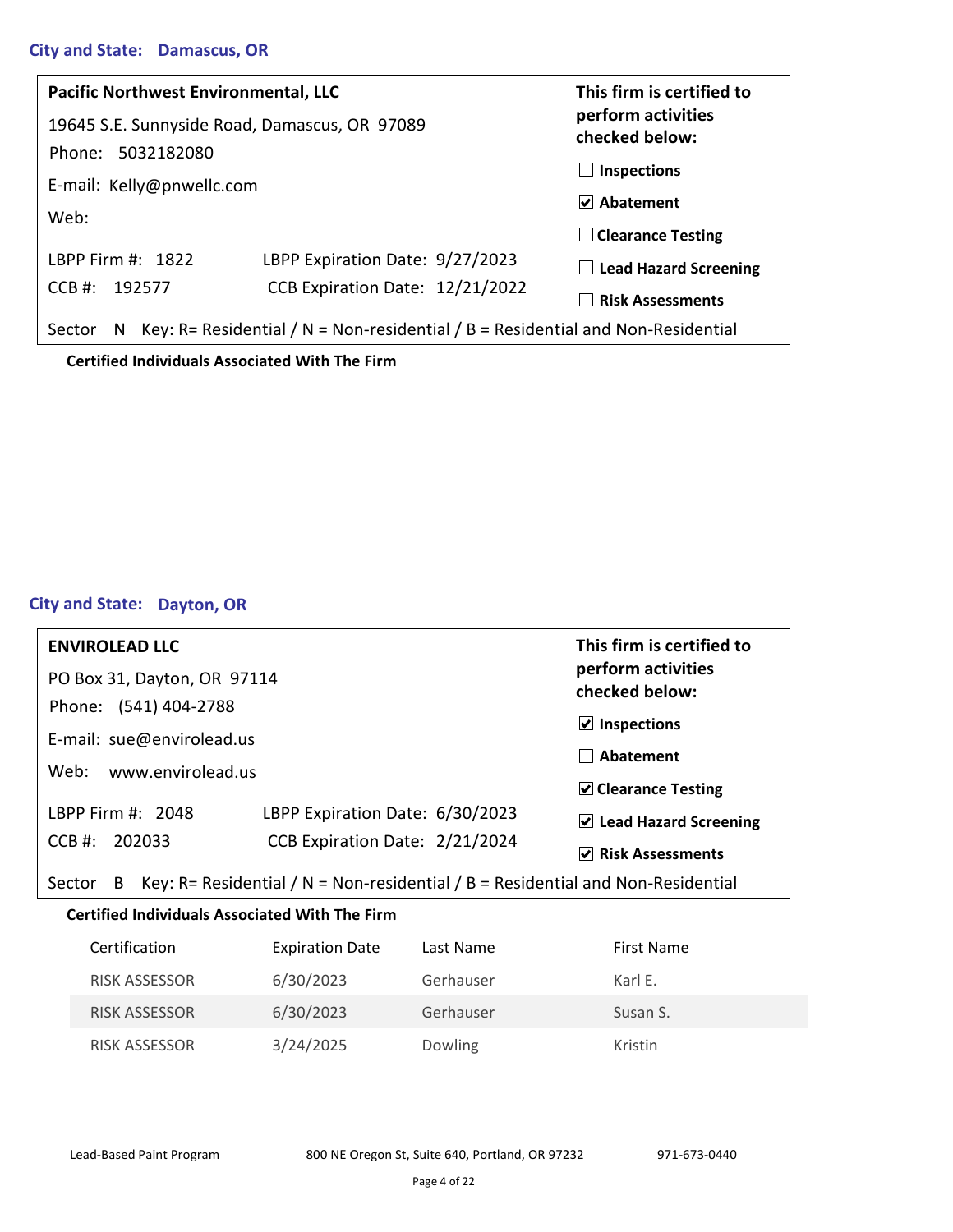**City and State: Damascus, OR**

**Pacific Northwest Environmental, LLC**

19645 S.E. Sunnyside Road, Damascus, OR 97089

Phone: 5032182080

E-mail: Kelly@pnwellc.com

Web:

LBPP Firm #: 1822 LBPP Expiration Date: 9/27/2023

CCB #: 192577 CCB Expiration Date: 12/21/2022

**This firm is certified to perform activities checked below:**

- ☐ **Inspections**
- ☑ **Abatement**
- ☐ **Clearance Testing**
- ☐ **Lead Hazard Screening**
- ☐ **Risk Assessments**

Sector N Key: R= Residential / N = Non-residential / B = Residential and Non-Residential

**Certified Individuals Associated With The Firm**

**City and State: Dayton, OR**

**ENVIROLEAD LLC**

PO Box 31, Dayton, OR 97114

Phone: (541) 404-2788

E-mail: sue@envirolead.us

Web: www.envirolead.us

LBPP Firm #: 2048 LBPP Expiration Date: 6/30/2023

CCB #: 202033 CCB Expiration Date: 2/21/2024

**This firm is certified to perform activities checked below:**

- ☑ **Inspections**
- ☐ **Abatement**
- ☑ **Clearance Testing**
- ☑ **Lead Hazard Screening**
- ☑ **Risk Assessments**

Sector B Key: R= Residential / N = Non-residential / B = Residential and Non-Residential

**Certified Individuals Associated With The Firm**

| Certification | Expiration Date | Last Name | First Name |
|---|---|---|---|
| RISK ASSESSOR | 6/30/2023 | Gerhauser | Karl E. |
| RISK ASSESSOR | 6/30/2023 | Gerhauser | Susan S. |
| RISK ASSESSOR | 3/24/2025 | Dowling | Kristin |

Lead-Based Paint Program 800 NE Oregon St, Suite 640, Portland, OR 97232 971-673-0440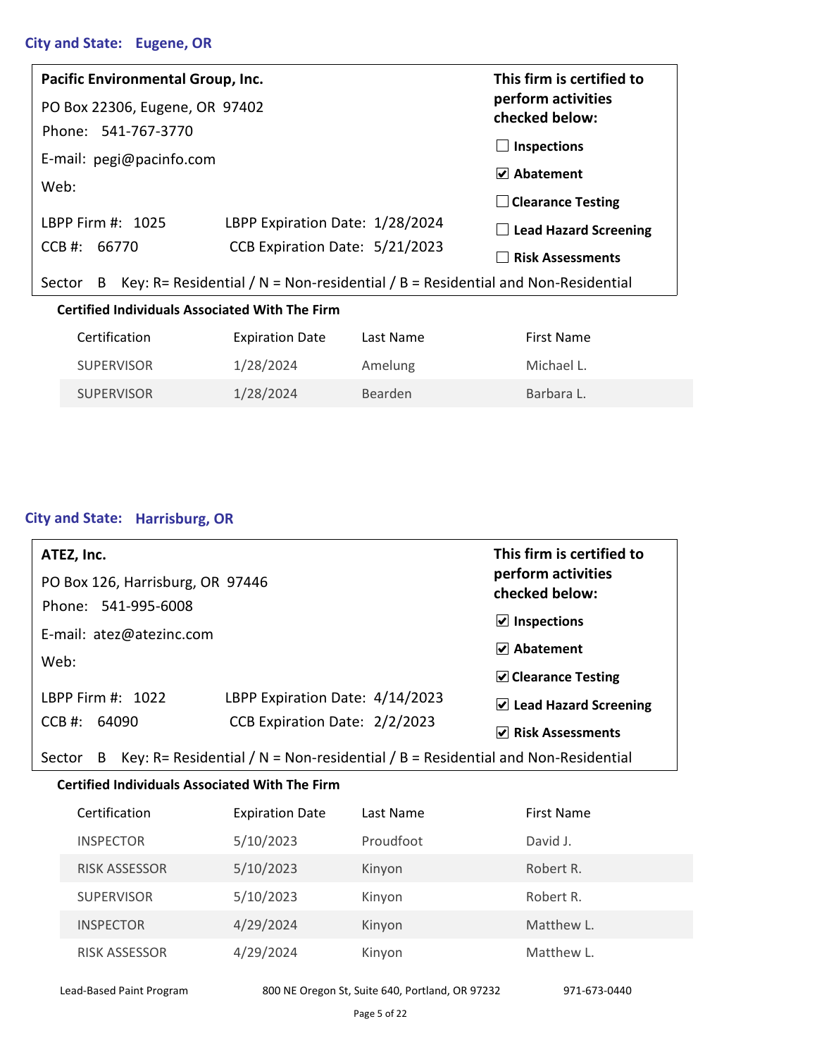### City and State: Eugene, OR

**Pacific Environmental Group, Inc.**

PO Box 22306, Eugene, OR 97402

Phone: 541-767-3770

E-mail: pegi@pacinfo.com

Web:

LBPP Firm #: 1025 LBPP Expiration Date: 1/28/2024

CCB #: 66770 CCB Expiration Date: 5/21/2023

**This firm is certified to perform activities checked below:**

- ☐ **Inspections**
- ☑ **Abatement**
- ☐ **Clearance Testing**
- ☐ **Lead Hazard Screening**
- ☐ **Risk Assessments**

Sector B Key: R= Residential / N = Non-residential / B = Residential and Non-Residential

**Certified Individuals Associated With The Firm**

| Certification | Expiration Date | Last Name | First Name |
|---|---|---|---|
| SUPERVISOR | 1/28/2024 | Amelung | Michael L. |
| SUPERVISOR | 1/28/2024 | Bearden | Barbara L. |

### City and State: Harrisburg, OR

**ATEZ, Inc.**

PO Box 126, Harrisburg, OR 97446

Phone: 541-995-6008

E-mail: atez@atezinc.com

Web:

LBPP Firm #: 1022 LBPP Expiration Date: 4/14/2023

CCB #: 64090 CCB Expiration Date: 2/2/2023

**This firm is certified to perform activities checked below:**

- ☑ **Inspections**
- ☑ **Abatement**
- ☑ **Clearance Testing**
- ☑ **Lead Hazard Screening**
- ☑ **Risk Assessments**

Sector B Key: R= Residential / N = Non-residential / B = Residential and Non-Residential

**Certified Individuals Associated With The Firm**

| Certification | Expiration Date | Last Name | First Name |
|---|---|---|---|
| INSPECTOR | 5/10/2023 | Proudfoot | David J. |
| RISK ASSESSOR | 5/10/2023 | Kinyon | Robert R. |
| SUPERVISOR | 5/10/2023 | Kinyon | Robert R. |
| INSPECTOR | 4/29/2024 | Kinyon | Matthew L. |
| RISK ASSESSOR | 4/29/2024 | Kinyon | Matthew L. |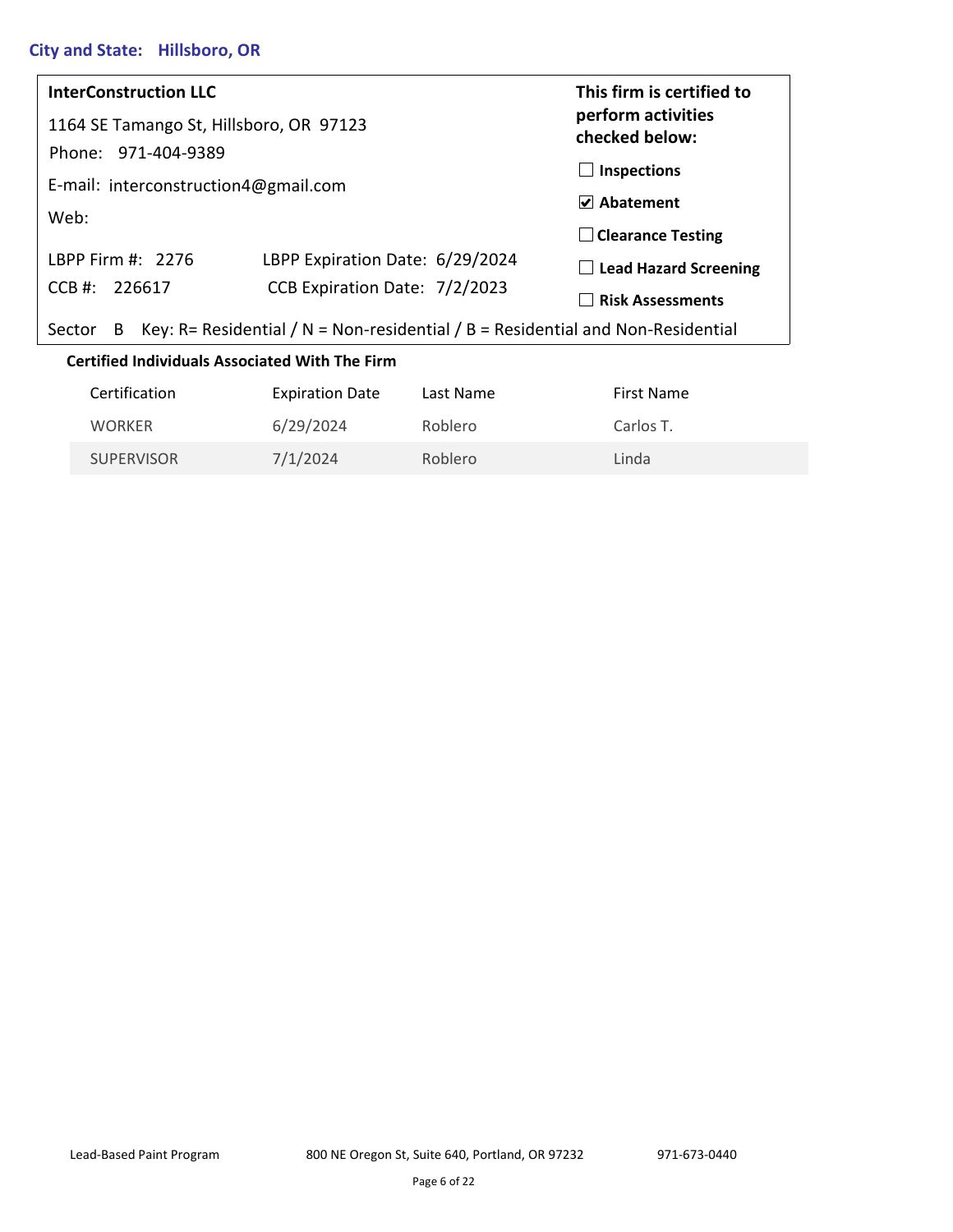**City and State: Hillsboro, OR**

**InterConstruction LLC**

1164 SE Tamango St, Hillsboro, OR 97123

Phone: 971-404-9389

E-mail: interconstruction4@gmail.com

Web:

LBPP Firm #: 2276 LBPP Expiration Date: 6/29/2024

CCB #: 226617 CCB Expiration Date: 7/2/2023

**This firm is certified to perform activities checked below:**

- ☐ **Inspections**
- ☑ **Abatement**
- ☐ **Clearance Testing**
- ☐ **Lead Hazard Screening**
- ☐ **Risk Assessments**

Sector B Key: R= Residential / N = Non-residential / B = Residential and Non-Residential

**Certified Individuals Associated With The Firm**

| Certification | Expiration Date | Last Name | First Name |
|---|---|---|---|
| WORKER | 6/29/2024 | Roblero | Carlos T. |
| SUPERVISOR | 7/1/2024 | Roblero | Linda |

Lead-Based Paint Program 800 NE Oregon St, Suite 640, Portland, OR 97232 971-673-0440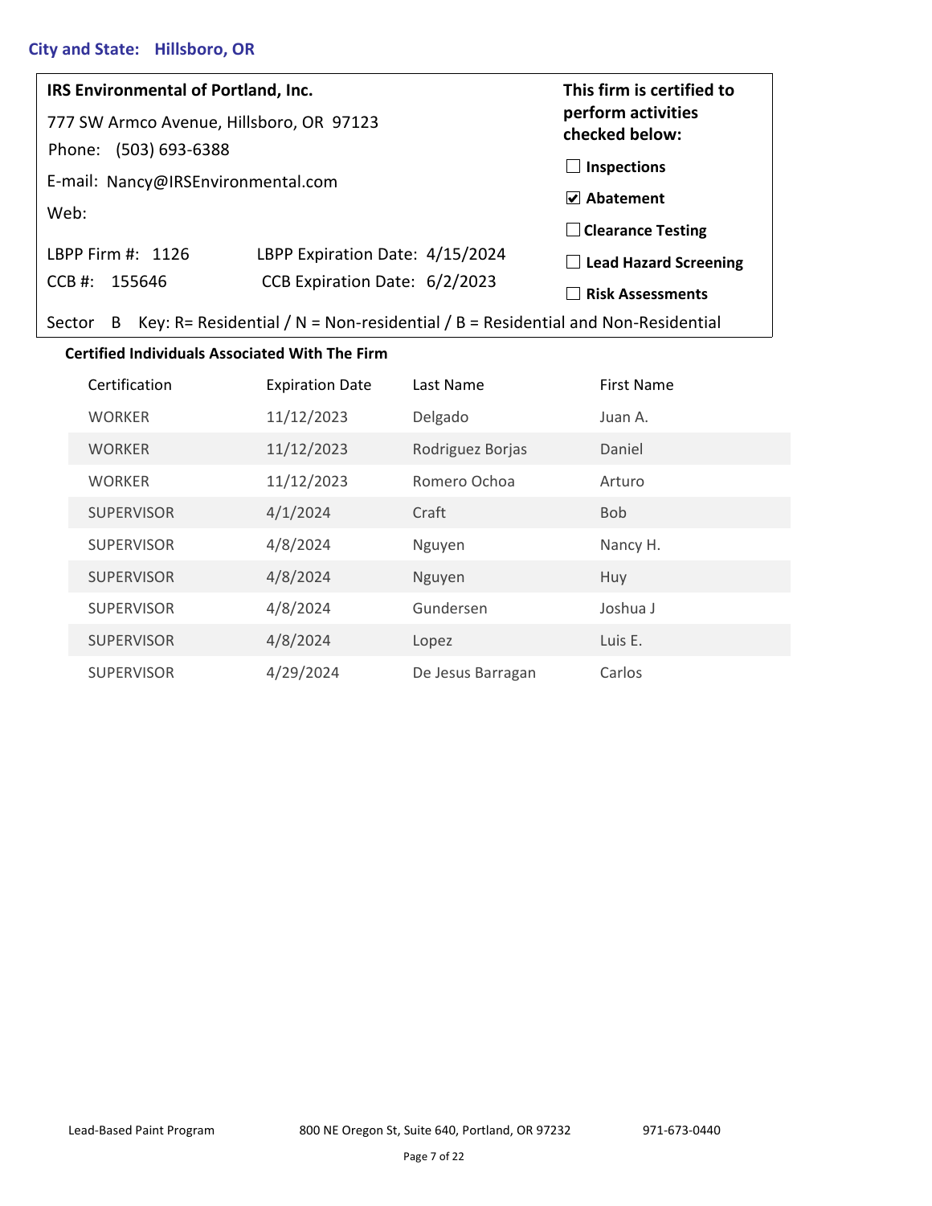**City and State: Hillsboro, OR**

**IRS Environmental of Portland, Inc.**

777 SW Armco Avenue, Hillsboro, OR 97123

Phone: (503) 693-6388

E-mail: Nancy@IRSEnvironmental.com

Web:

LBPP Firm #: 1126 LBPP Expiration Date: 4/15/2024

CCB #: 155646 CCB Expiration Date: 6/2/2023

**This firm is certified to perform activities checked below:**

- ☐ **Inspections**
- ☑ **Abatement**
- ☐ **Clearance Testing**
- ☐ **Lead Hazard Screening**
- ☐ **Risk Assessments**

Sector B Key: R= Residential / N = Non-residential / B = Residential and Non-Residential

**Certified Individuals Associated With The Firm**

| Certification | Expiration Date | Last Name | First Name |
|---|---|---|---|
| WORKER | 11/12/2023 | Delgado | Juan A. |
| WORKER | 11/12/2023 | Rodriguez Borjas | Daniel |
| WORKER | 11/12/2023 | Romero Ochoa | Arturo |
| SUPERVISOR | 4/1/2024 | Craft | Bob |
| SUPERVISOR | 4/8/2024 | Nguyen | Nancy H. |
| SUPERVISOR | 4/8/2024 | Nguyen | Huy |
| SUPERVISOR | 4/8/2024 | Gundersen | Joshua J |
| SUPERVISOR | 4/8/2024 | Lopez | Luis E. |
| SUPERVISOR | 4/29/2024 | De Jesus Barragan | Carlos |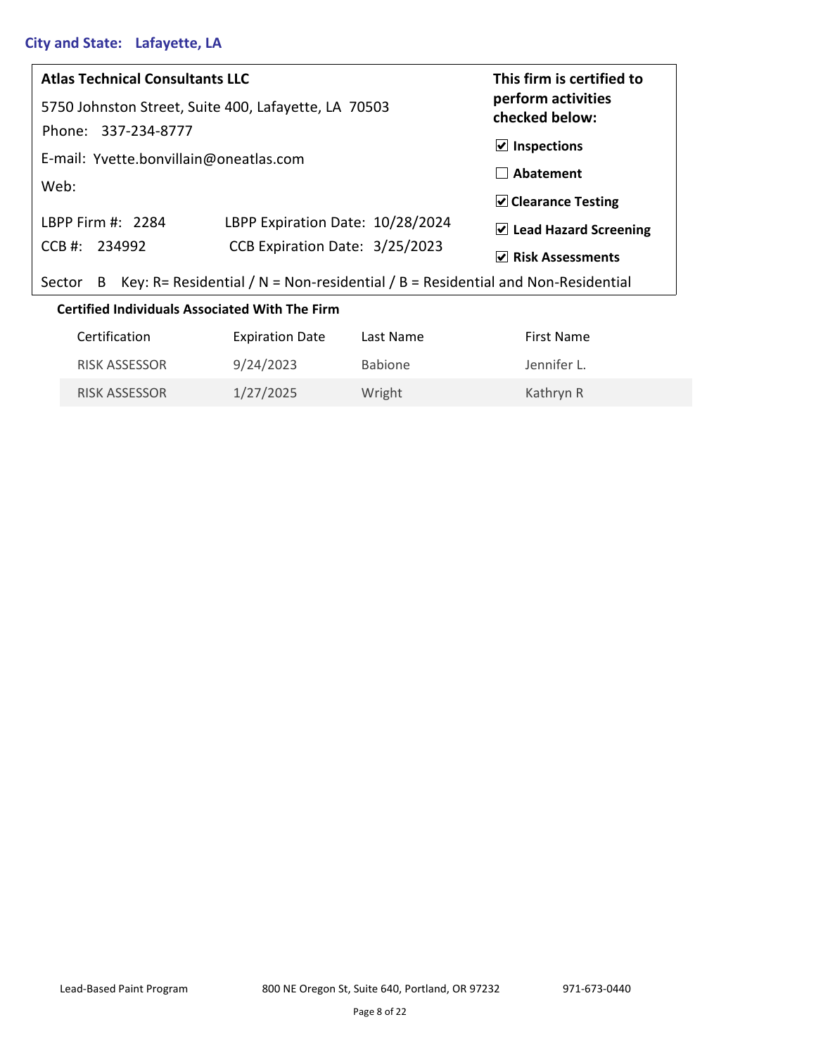**City and State: Lafayette, LA**

**Atlas Technical Consultants LLC**

5750 Johnston Street, Suite 400, Lafayette, LA 70503

Phone: 337-234-8777

E-mail: Yvette.bonvillain@oneatlas.com

Web:

LBPP Firm #: 2284 LBPP Expiration Date: 10/28/2024

CCB #: 234992 CCB Expiration Date: 3/25/2023

**This firm is certified to perform activities checked below:**

- ☑ **Inspections**
- ☐ **Abatement**
- ☑ **Clearance Testing**
- ☑ **Lead Hazard Screening**
- ☑ **Risk Assessments**

Sector B Key: R= Residential / N = Non-residential / B = Residential and Non-Residential

**Certified Individuals Associated With The Firm**

| Certification | Expiration Date | Last Name | First Name |
|---|---|---|---|
| RISK ASSESSOR | 9/24/2023 | Babione | Jennifer L. |
| RISK ASSESSOR | 1/27/2025 | Wright | Kathryn R |

Lead-Based Paint Program 800 NE Oregon St, Suite 640, Portland, OR 97232 971-673-0440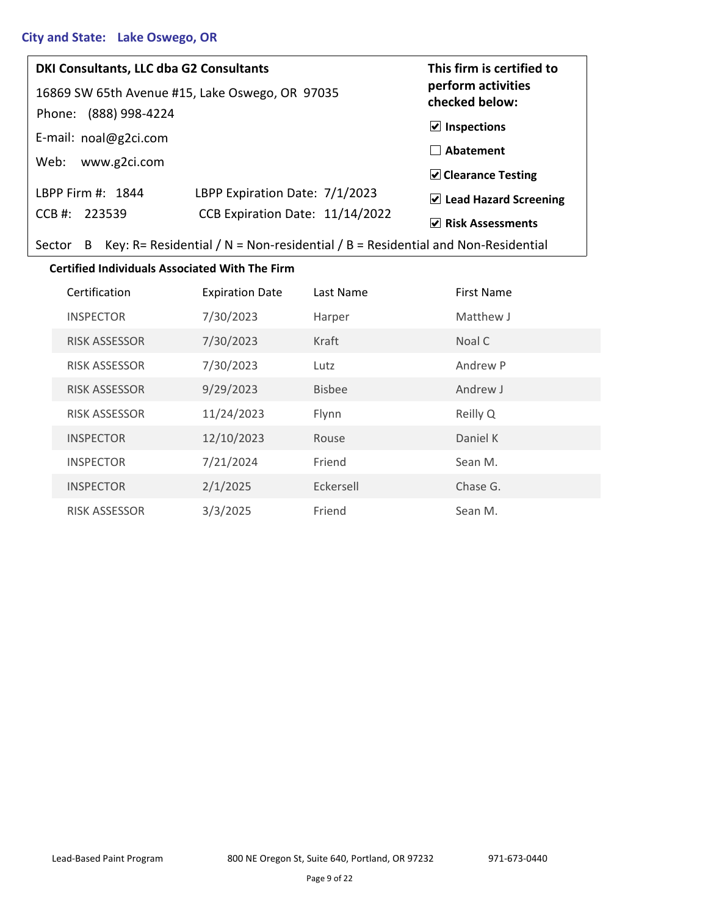**City and State: Lake Oswego, OR**

**DKI Consultants, LLC dba G2 Consultants**

16869 SW 65th Avenue #15, Lake Oswego, OR 97035

Phone: (888) 998-4224

E-mail: noal@g2ci.com

Web: www.g2ci.com

LBPP Firm #: 1844 LBPP Expiration Date: 7/1/2023

CCB #: 223539 CCB Expiration Date: 11/14/2022

**This firm is certified to perform activities checked below:**

- ☑ **Inspections**
- ☐ **Abatement**
- ☑ **Clearance Testing**
- ☑ **Lead Hazard Screening**
- ☑ **Risk Assessments**

Sector B Key: R= Residential / N = Non-residential / B = Residential and Non-Residential

**Certified Individuals Associated With The Firm**

| Certification | Expiration Date | Last Name | First Name |
|---|---|---|---|
| INSPECTOR | 7/30/2023 | Harper | Matthew J |
| RISK ASSESSOR | 7/30/2023 | Kraft | Noal C |
| RISK ASSESSOR | 7/30/2023 | Lutz | Andrew P |
| RISK ASSESSOR | 9/29/2023 | Bisbee | Andrew J |
| RISK ASSESSOR | 11/24/2023 | Flynn | Reilly Q |
| INSPECTOR | 12/10/2023 | Rouse | Daniel K |
| INSPECTOR | 7/21/2024 | Friend | Sean M. |
| INSPECTOR | 2/1/2025 | Eckersell | Chase G. |
| RISK ASSESSOR | 3/3/2025 | Friend | Sean M. |

Lead-Based Paint Program 800 NE Oregon St, Suite 640, Portland, OR 97232 971-673-0440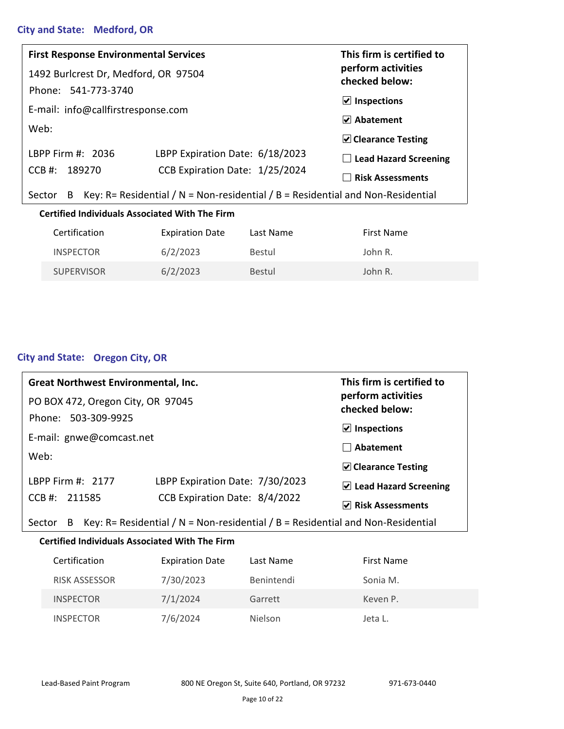**City and State: Medford, OR**

**First Response Environmental Services**

1492 Burlcrest Dr, Medford, OR 97504

Phone: 541-773-3740

E-mail: info@callfirstresponse.com

Web:

LBPP Firm #: 2036 LBPP Expiration Date: 6/18/2023

CCB #: 189270 CCB Expiration Date: 1/25/2024

**This firm is certified to perform activities checked below:**

- [x] **Inspections**
- [x] **Abatement**
- [x] **Clearance Testing**
- [ ] **Lead Hazard Screening**
- [ ] **Risk Assessments**

Sector B Key: R= Residential / N = Non-residential / B = Residential and Non-Residential

**Certified Individuals Associated With The Firm**

| Certification | Expiration Date | Last Name | First Name |
|---|---|---|---|
| INSPECTOR | 6/2/2023 | Bestul | John R. |
| SUPERVISOR | 6/2/2023 | Bestul | John R. |

**City and State: Oregon City, OR**

**Great Northwest Environmental, Inc.**

PO BOX 472, Oregon City, OR 97045

Phone: 503-309-9925

E-mail: gnwe@comcast.net

Web:

LBPP Firm #: 2177 LBPP Expiration Date: 7/30/2023

CCB #: 211585 CCB Expiration Date: 8/4/2022

**This firm is certified to perform activities checked below:**

- [x] **Inspections**
- [ ] **Abatement**
- [x] **Clearance Testing**
- [x] **Lead Hazard Screening**
- [x] **Risk Assessments**

Sector B Key: R= Residential / N = Non-residential / B = Residential and Non-Residential

**Certified Individuals Associated With The Firm**

| Certification | Expiration Date | Last Name | First Name |
|---|---|---|---|
| RISK ASSESSOR | 7/30/2023 | Benintendi | Sonia M. |
| INSPECTOR | 7/1/2024 | Garrett | Keven P. |
| INSPECTOR | 7/6/2024 | Nielson | Jeta L. |

Lead-Based Paint Program 800 NE Oregon St, Suite 640, Portland, OR 97232 971-673-0440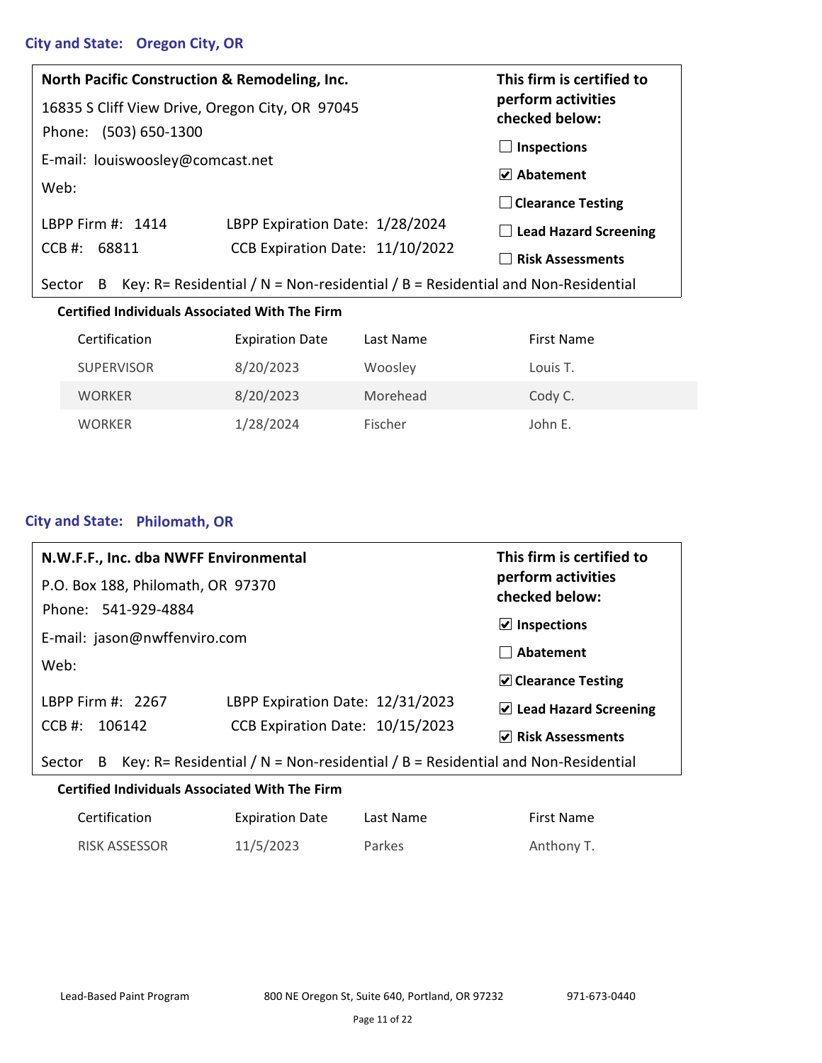**City and State: Oregon City, OR**

**North Pacific Construction & Remodeling, Inc.**

16835 S Cliff View Drive, Oregon City, OR 97045

Phone: (503) 650-1300

E-mail: louiswoosley@comcast.net

Web:

LBPP Firm #: 1414 LBPP Expiration Date: 1/28/2024

CCB #: 68811 CCB Expiration Date: 11/10/2022

**This firm is certified to perform activities checked below:**

- ☐ **Inspections**
- ☑ **Abatement**
- ☐ **Clearance Testing**
- ☐ **Lead Hazard Screening**
- ☐ **Risk Assessments**

Sector B Key: R= Residential / N = Non-residential / B = Residential and Non-Residential

**Certified Individuals Associated With The Firm**

| Certification | Expiration Date | Last Name | First Name |
|---|---|---|---|
| SUPERVISOR | 8/20/2023 | Woosley | Louis T. |
| WORKER | 8/20/2023 | Morehead | Cody C. |
| WORKER | 1/28/2024 | Fischer | John E. |

**City and State: Philomath, OR**

**N.W.F.F., Inc. dba NWFF Environmental**

P.O. Box 188, Philomath, OR 97370

Phone: 541-929-4884

E-mail: jason@nwffenviro.com

Web:

LBPP Firm #: 2267 LBPP Expiration Date: 12/31/2023

CCB #: 106142 CCB Expiration Date: 10/15/2023

**This firm is certified to perform activities checked below:**

- ☑ **Inspections**
- ☐ **Abatement**
- ☑ **Clearance Testing**
- ☑ **Lead Hazard Screening**
- ☑ **Risk Assessments**

Sector B Key: R= Residential / N = Non-residential / B = Residential and Non-Residential

**Certified Individuals Associated With The Firm**

| Certification | Expiration Date | Last Name | First Name |
|---|---|---|---|
| RISK ASSESSOR | 11/5/2023 | Parkes | Anthony T. |

Lead-Based Paint Program 800 NE Oregon St, Suite 640, Portland, OR 97232 971-673-0440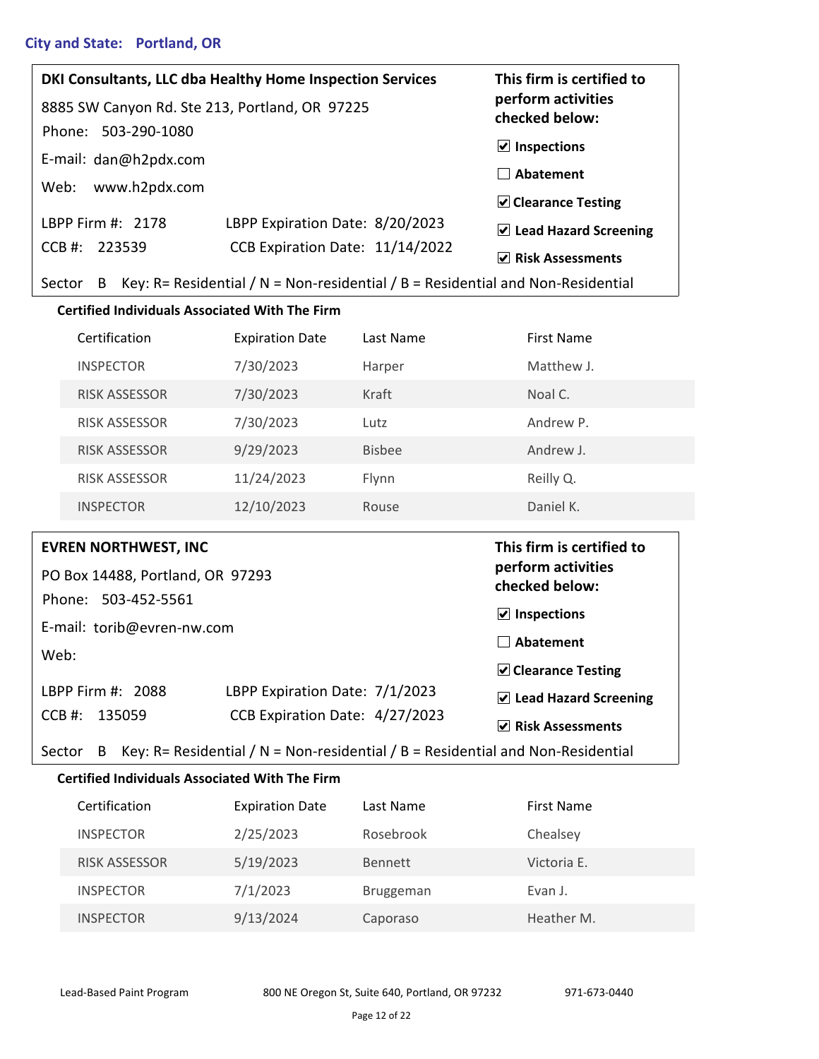**City and State: Portland, OR**

**DKI Consultants, LLC dba Healthy Home Inspection Services**

8885 SW Canyon Rd. Ste 213, Portland, OR 97225

Phone: 503-290-1080

E-mail: dan@h2pdx.com

Web: www.h2pdx.com

LBPP Firm #: 2178 LBPP Expiration Date: 8/20/2023

CCB #: 223539 CCB Expiration Date: 11/14/2022

**This firm is certified to perform activities checked below:**

- ☑ **Inspections**
- ☐ **Abatement**
- ☑ **Clearance Testing**
- ☑ **Lead Hazard Screening**
- ☑ **Risk Assessments**

Sector B Key: R= Residential / N = Non-residential / B = Residential and Non-Residential

**Certified Individuals Associated With The Firm**

| Certification | Expiration Date | Last Name | First Name |
|---|---|---|---|
| INSPECTOR | 7/30/2023 | Harper | Matthew J. |
| RISK ASSESSOR | 7/30/2023 | Kraft | Noal C. |
| RISK ASSESSOR | 7/30/2023 | Lutz | Andrew P. |
| RISK ASSESSOR | 9/29/2023 | Bisbee | Andrew J. |
| RISK ASSESSOR | 11/24/2023 | Flynn | Reilly Q. |
| INSPECTOR | 12/10/2023 | Rouse | Daniel K. |

**EVREN NORTHWEST, INC**

PO Box 14488, Portland, OR 97293

Phone: 503-452-5561

E-mail: torib@evren-nw.com

Web:

LBPP Firm #: 2088 LBPP Expiration Date: 7/1/2023

CCB #: 135059 CCB Expiration Date: 4/27/2023

**This firm is certified to perform activities checked below:**

- ☑ **Inspections**
- ☐ **Abatement**
- ☑ **Clearance Testing**
- ☑ **Lead Hazard Screening**
- ☑ **Risk Assessments**

Sector B Key: R= Residential / N = Non-residential / B = Residential and Non-Residential

**Certified Individuals Associated With The Firm**

| Certification | Expiration Date | Last Name | First Name |
|---|---|---|---|
| INSPECTOR | 2/25/2023 | Rosebrook | Chealsey |
| RISK ASSESSOR | 5/19/2023 | Bennett | Victoria E. |
| INSPECTOR | 7/1/2023 | Bruggeman | Evan J. |
| INSPECTOR | 9/13/2024 | Caporaso | Heather M. |

Lead-Based Paint Program 800 NE Oregon St, Suite 640, Portland, OR 97232 971-673-0440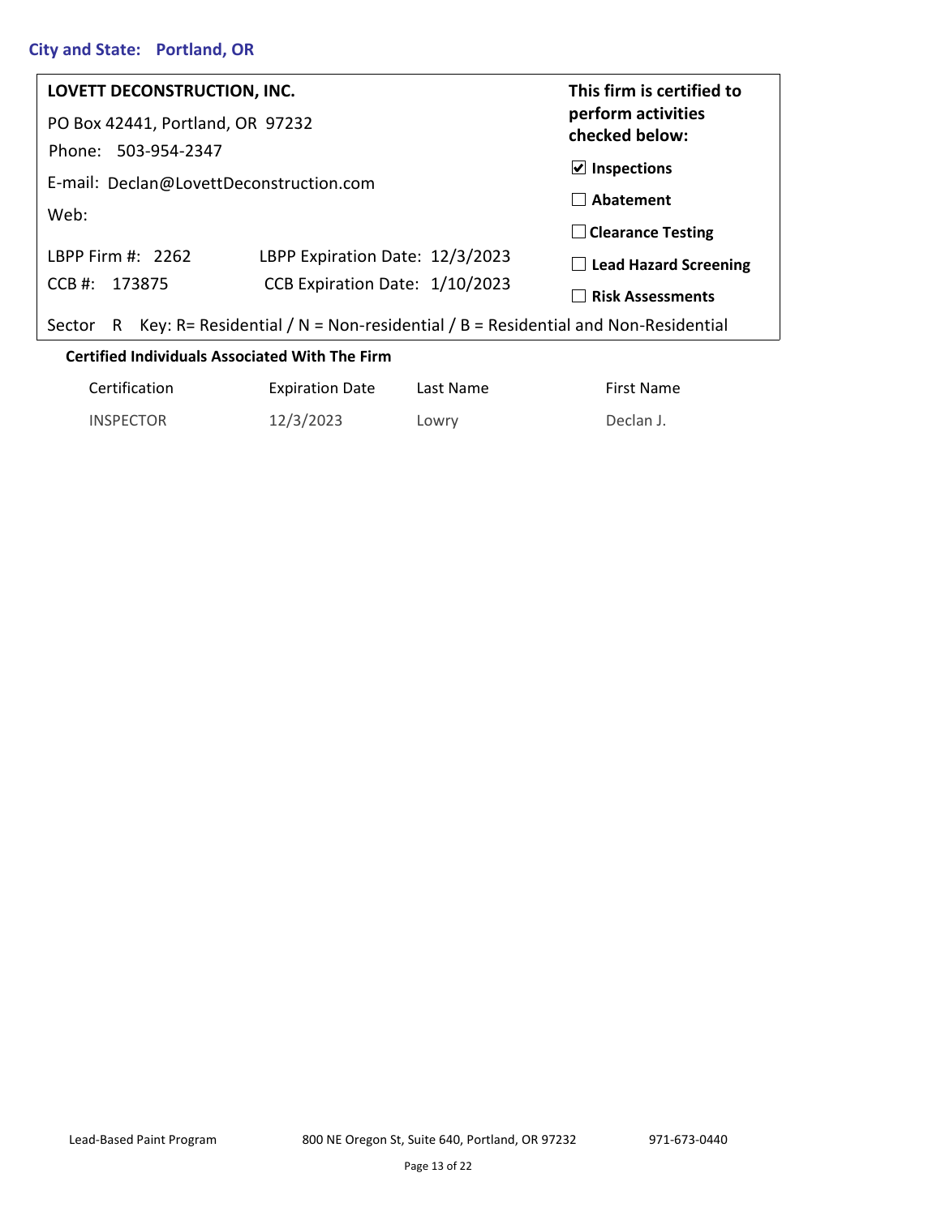**City and State: Portland, OR**

**LOVETT DECONSTRUCTION, INC.**

PO Box 42441, Portland, OR 97232

Phone: 503-954-2347

E-mail: Declan@LovettDeconstruction.com

Web:

LBPP Firm #: 2262 LBPP Expiration Date: 12/3/2023

CCB #: 173875 CCB Expiration Date: 1/10/2023

**This firm is certified to perform activities checked below:**

- [x] **Inspections**
- [ ] **Abatement**
- [ ] **Clearance Testing**
- [ ] **Lead Hazard Screening**
- [ ] **Risk Assessments**

Sector R Key: R= Residential / N = Non-residential / B = Residential and Non-Residential

**Certified Individuals Associated With The Firm**

| Certification | Expiration Date | Last Name | First Name |
|---|---|---|---|
| INSPECTOR | 12/3/2023 | Lowry | Declan J. |

Lead-Based Paint Program 800 NE Oregon St, Suite 640, Portland, OR 97232 971-673-0440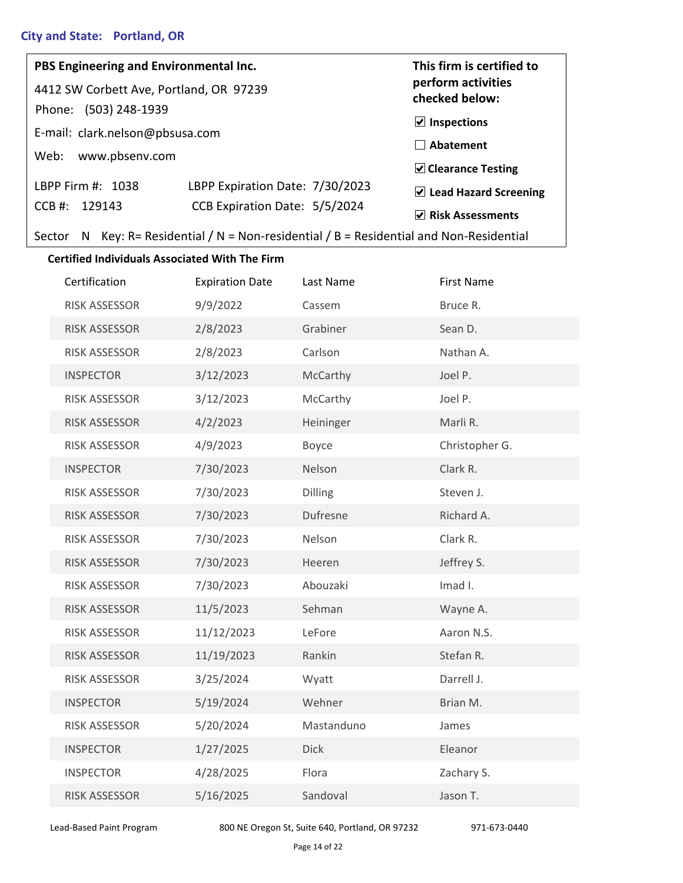**City and State: Portland, OR**

**PBS Engineering and Environmental Inc.**

4412 SW Corbett Ave, Portland, OR 97239

Phone: (503) 248-1939

E-mail: clark.nelson@pbsusa.com

Web: www.pbsenv.com

LBPP Firm #: 1038 LBPP Expiration Date: 7/30/2023

CCB #: 129143 CCB Expiration Date: 5/5/2024

**This firm is certified to perform activities checked below:**

- ☑ **Inspections**
- ☐ **Abatement**
- ☑ **Clearance Testing**
- ☑ **Lead Hazard Screening**
- ☑ **Risk Assessments**

Sector N Key: R= Residential / N = Non-residential / B = Residential and Non-Residential

**Certified Individuals Associated With The Firm**

| Certification | Expiration Date | Last Name | First Name |
|---|---|---|---|
| RISK ASSESSOR | 9/9/2022 | Cassem | Bruce R. |
| RISK ASSESSOR | 2/8/2023 | Grabiner | Sean D. |
| RISK ASSESSOR | 2/8/2023 | Carlson | Nathan A. |
| INSPECTOR | 3/12/2023 | McCarthy | Joel P. |
| RISK ASSESSOR | 3/12/2023 | McCarthy | Joel P. |
| RISK ASSESSOR | 4/2/2023 | Heininger | Marli R. |
| RISK ASSESSOR | 4/9/2023 | Boyce | Christopher G. |
| INSPECTOR | 7/30/2023 | Nelson | Clark R. |
| RISK ASSESSOR | 7/30/2023 | Dilling | Steven J. |
| RISK ASSESSOR | 7/30/2023 | Dufresne | Richard A. |
| RISK ASSESSOR | 7/30/2023 | Nelson | Clark R. |
| RISK ASSESSOR | 7/30/2023 | Heeren | Jeffrey S. |
| RISK ASSESSOR | 7/30/2023 | Abouzaki | Imad I. |
| RISK ASSESSOR | 11/5/2023 | Sehman | Wayne A. |
| RISK ASSESSOR | 11/12/2023 | LeFore | Aaron N.S. |
| RISK ASSESSOR | 11/19/2023 | Rankin | Stefan R. |
| RISK ASSESSOR | 3/25/2024 | Wyatt | Darrell J. |
| INSPECTOR | 5/19/2024 | Wehner | Brian M. |
| RISK ASSESSOR | 5/20/2024 | Mastanduno | James |
| INSPECTOR | 1/27/2025 | Dick | Eleanor |
| INSPECTOR | 4/28/2025 | Flora | Zachary S. |
| RISK ASSESSOR | 5/16/2025 | Sandoval | Jason T. |

Lead-Based Paint Program 800 NE Oregon St, Suite 640, Portland, OR 97232 971-673-0440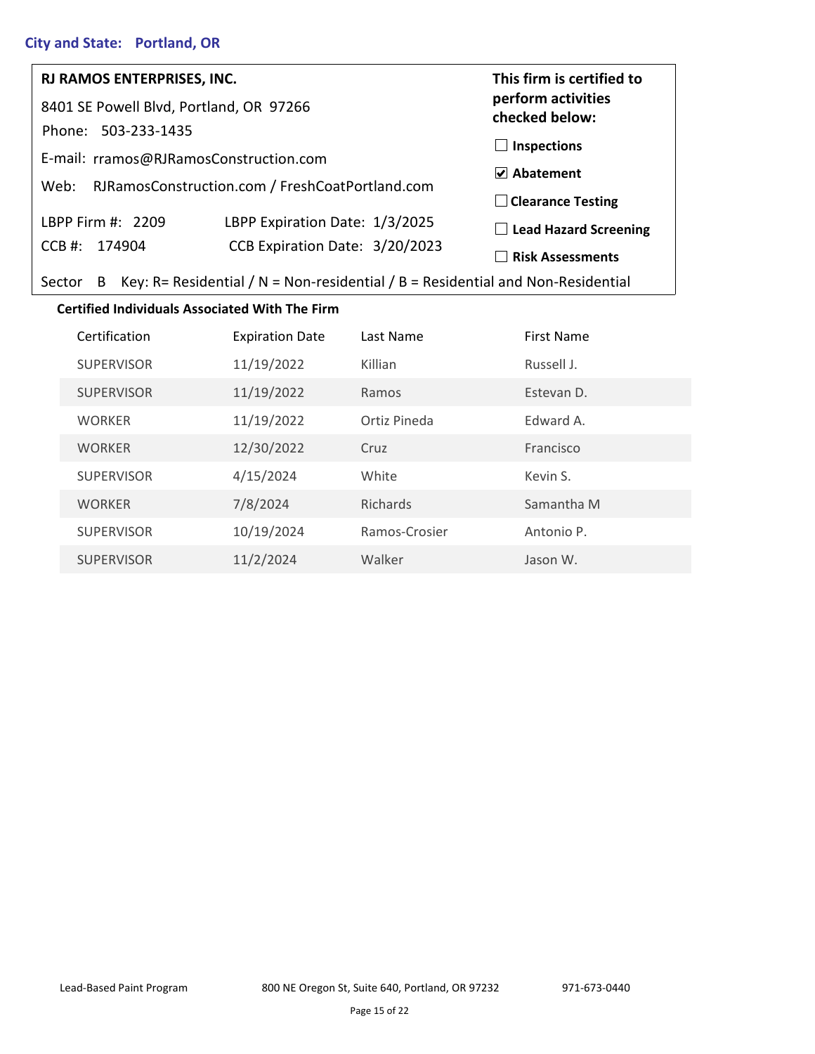**City and State: Portland, OR**

**RJ RAMOS ENTERPRISES, INC.**

8401 SE Powell Blvd, Portland, OR 97266

Phone: 503-233-1435

E-mail: rramos@RJRamosConstruction.com

Web: RJRamosConstruction.com / FreshCoatPortland.com

LBPP Firm #: 2209 LBPP Expiration Date: 1/3/2025

CCB #: 174904 CCB Expiration Date: 3/20/2023

**This firm is certified to perform activities checked below:**

- ☐ **Inspections**
- ☑ **Abatement**
- ☐ **Clearance Testing**
- ☐ **Lead Hazard Screening**
- ☐ **Risk Assessments**

Sector B Key: R= Residential / N = Non-residential / B = Residential and Non-Residential

**Certified Individuals Associated With The Firm**

| Certification | Expiration Date | Last Name | First Name |
|---|---|---|---|
| SUPERVISOR | 11/19/2022 | Killian | Russell J. |
| SUPERVISOR | 11/19/2022 | Ramos | Estevan D. |
| WORKER | 11/19/2022 | Ortiz Pineda | Edward A. |
| WORKER | 12/30/2022 | Cruz | Francisco |
| SUPERVISOR | 4/15/2024 | White | Kevin S. |
| WORKER | 7/8/2024 | Richards | Samantha M |
| SUPERVISOR | 10/19/2024 | Ramos-Crosier | Antonio P. |
| SUPERVISOR | 11/2/2024 | Walker | Jason W. |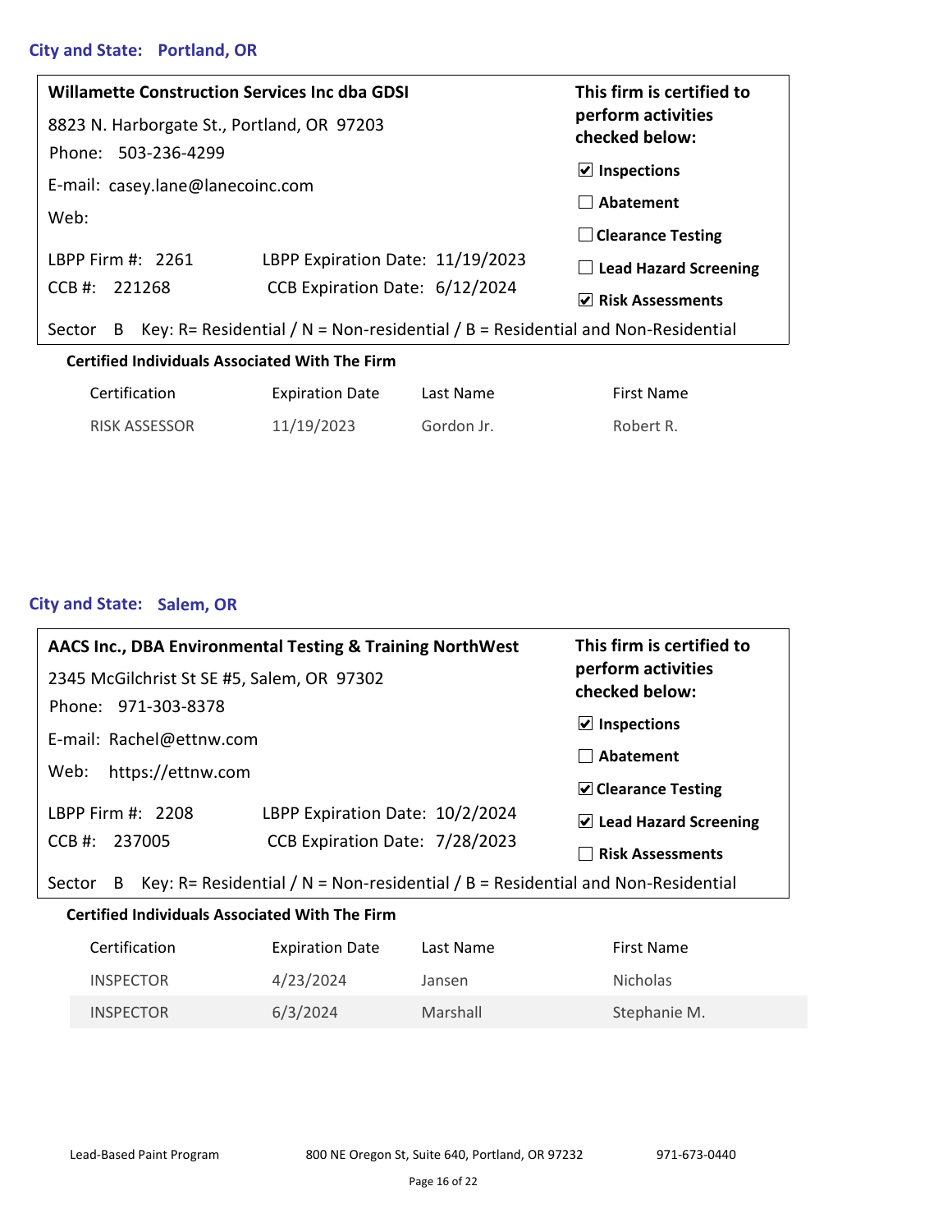### City and State: Portland, OR

**Willamette Construction Services Inc dba GDSI**

8823 N. Harborgate St., Portland, OR 97203

Phone: 503-236-4299

E-mail: casey.lane@lanecoinc.com

Web:

LBPP Firm #: 2261 LBPP Expiration Date: 11/19/2023

CCB #: 221268 CCB Expiration Date: 6/12/2024

**This firm is certified to perform activities checked below:**

- ☑ **Inspections**
- ☐ **Abatement**
- ☐ **Clearance Testing**
- ☐ **Lead Hazard Screening**
- ☑ **Risk Assessments**

Sector B Key: R= Residential / N = Non-residential / B = Residential and Non-Residential

**Certified Individuals Associated With The Firm**

| Certification | Expiration Date | Last Name | First Name |
|---|---|---|---|
| RISK ASSESSOR | 11/19/2023 | Gordon Jr. | Robert R. |

### City and State: Salem, OR

**AACS Inc., DBA Environmental Testing & Training NorthWest**

2345 McGilchrist St SE #5, Salem, OR 97302

Phone: 971-303-8378

E-mail: Rachel@ettnw.com

Web: https://ettnw.com

LBPP Firm #: 2208 LBPP Expiration Date: 10/2/2024

CCB #: 237005 CCB Expiration Date: 7/28/2023

**This firm is certified to perform activities checked below:**

- ☑ **Inspections**
- ☐ **Abatement**
- ☑ **Clearance Testing**
- ☑ **Lead Hazard Screening**
- ☐ **Risk Assessments**

Sector B Key: R= Residential / N = Non-residential / B = Residential and Non-Residential

**Certified Individuals Associated With The Firm**

| Certification | Expiration Date | Last Name | First Name |
|---|---|---|---|
| INSPECTOR | 4/23/2024 | Jansen | Nicholas |
| INSPECTOR | 6/3/2024 | Marshall | Stephanie M. |

Lead-Based Paint Program 800 NE Oregon St, Suite 640, Portland, OR 97232 971-673-0440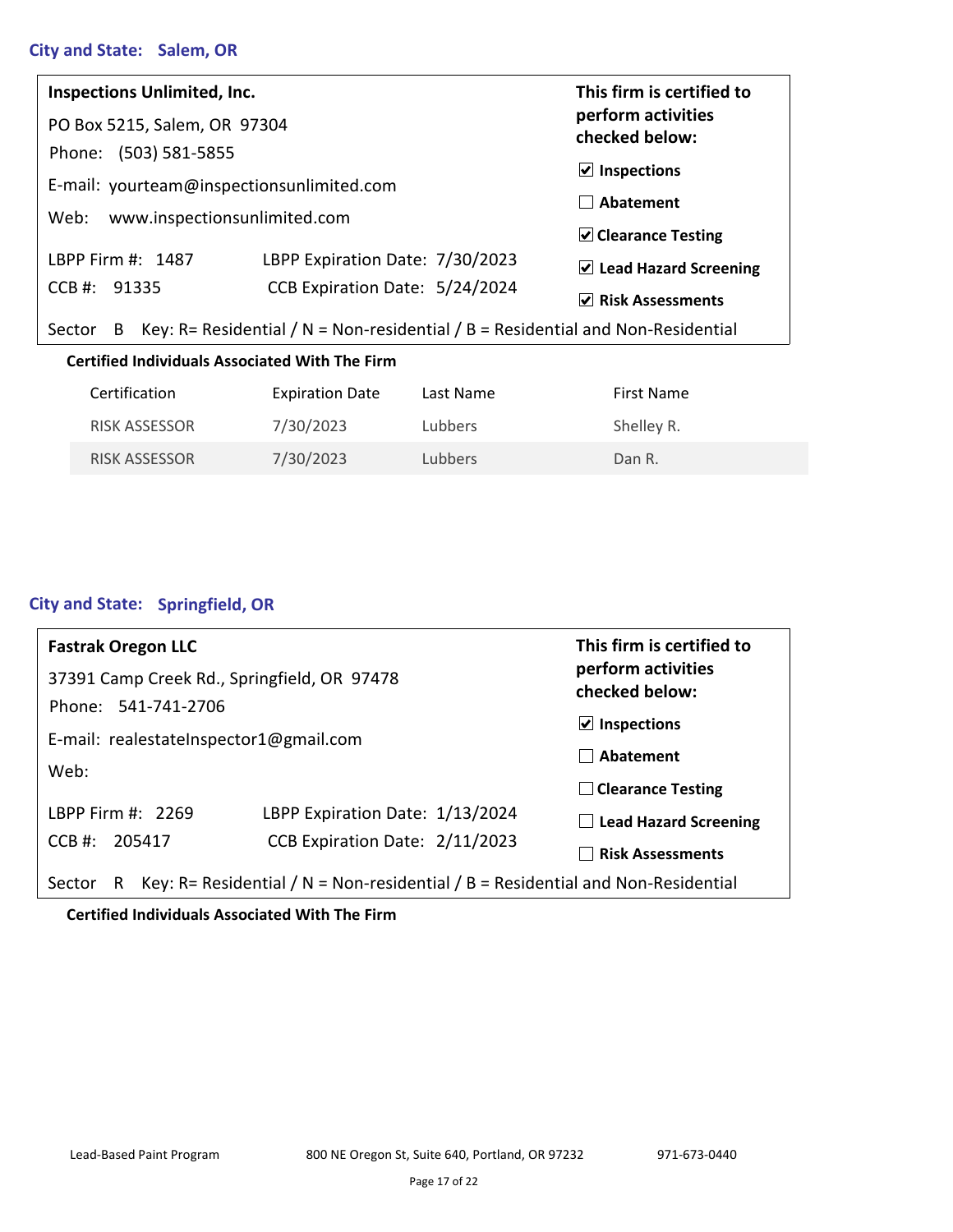### City and State: Salem, OR

**Inspections Unlimited, Inc.**

PO Box 5215, Salem, OR 97304

Phone: (503) 581-5855

E-mail: yourteam@inspectionsunlimited.com

Web: www.inspectionsunlimited.com

LBPP Firm #: 1487 LBPP Expiration Date: 7/30/2023

CCB #: 91335 CCB Expiration Date: 5/24/2024

**This firm is certified to perform activities checked below:**

- ☑ **Inspections**
- ☐ **Abatement**
- ☑ **Clearance Testing**
- ☑ **Lead Hazard Screening**
- ☑ **Risk Assessments**

Sector B Key: R= Residential / N = Non-residential / B = Residential and Non-Residential

**Certified Individuals Associated With The Firm**

| Certification | Expiration Date | Last Name | First Name |
|---|---|---|---|
| RISK ASSESSOR | 7/30/2023 | Lubbers | Shelley R. |
| RISK ASSESSOR | 7/30/2023 | Lubbers | Dan R. |

### City and State: Springfield, OR

**Fastrak Oregon LLC**

37391 Camp Creek Rd., Springfield, OR 97478

Phone: 541-741-2706

E-mail: realestateInspector1@gmail.com

Web:

LBPP Firm #: 2269 LBPP Expiration Date: 1/13/2024

CCB #: 205417 CCB Expiration Date: 2/11/2023

**This firm is certified to perform activities checked below:**

- ☑ **Inspections**
- ☐ **Abatement**
- ☐ **Clearance Testing**
- ☐ **Lead Hazard Screening**
- ☐ **Risk Assessments**

Sector R Key: R= Residential / N = Non-residential / B = Residential and Non-Residential

**Certified Individuals Associated With The Firm**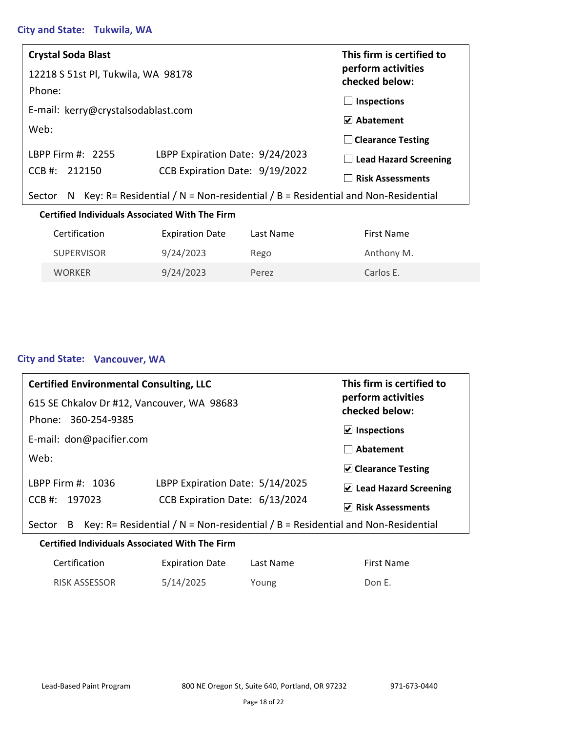**City and State: Tukwila, WA**

**Crystal Soda Blast**

12218 S 51st Pl, Tukwila, WA 98178

Phone:

E-mail: kerry@crystalsodablast.com

Web:

LBPP Firm #: 2255 LBPP Expiration Date: 9/24/2023

CCB #: 212150 CCB Expiration Date: 9/19/2022

**This firm is certified to perform activities checked below:**

- ☐ Inspections
- ☑ Abatement
- ☐ Clearance Testing
- ☐ Lead Hazard Screening
- ☐ Risk Assessments

Sector N Key: R= Residential / N = Non-residential / B = Residential and Non-Residential

**Certified Individuals Associated With The Firm**

| Certification | Expiration Date | Last Name | First Name |
|---|---|---|---|
| SUPERVISOR | 9/24/2023 | Rego | Anthony M. |
| WORKER | 9/24/2023 | Perez | Carlos E. |

**City and State: Vancouver, WA**

**Certified Environmental Consulting, LLC**

615 SE Chkalov Dr #12, Vancouver, WA 98683

Phone: 360-254-9385

E-mail: don@pacifier.com

Web:

LBPP Firm #: 1036 LBPP Expiration Date: 5/14/2025

CCB #: 197023 CCB Expiration Date: 6/13/2024

**This firm is certified to perform activities checked below:**

- ☑ Inspections
- ☐ Abatement
- ☑ Clearance Testing
- ☑ Lead Hazard Screening
- ☑ Risk Assessments

Sector B Key: R= Residential / N = Non-residential / B = Residential and Non-Residential

**Certified Individuals Associated With The Firm**

| Certification | Expiration Date | Last Name | First Name |
|---|---|---|---|
| RISK ASSESSOR | 5/14/2025 | Young | Don E. |

Lead-Based Paint Program 800 NE Oregon St, Suite 640, Portland, OR 97232 971-673-0440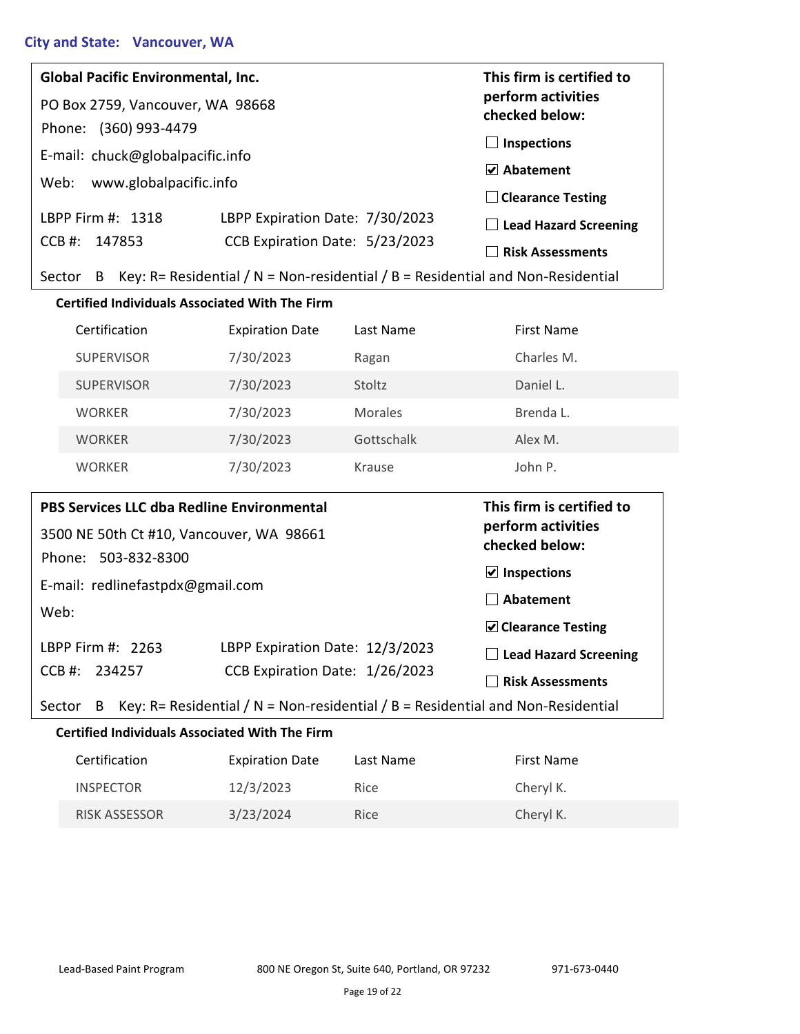**City and State: Vancouver, WA**

**Global Pacific Environmental, Inc.**

PO Box 2759, Vancouver, WA 98668

Phone: (360) 993-4479

E-mail: chuck@globalpacific.info

Web: www.globalpacific.info

LBPP Firm #: 1318 LBPP Expiration Date: 7/30/2023

CCB #: 147853 CCB Expiration Date: 5/23/2023

**This firm is certified to perform activities checked below:**

- ☐ **Inspections**
- ☑ **Abatement**
- ☐ **Clearance Testing**
- ☐ **Lead Hazard Screening**
- ☐ **Risk Assessments**

Sector B Key: R= Residential / N = Non-residential / B = Residential and Non-Residential

**Certified Individuals Associated With The Firm**

| Certification | Expiration Date | Last Name | First Name |
|---|---|---|---|
| SUPERVISOR | 7/30/2023 | Ragan | Charles M. |
| SUPERVISOR | 7/30/2023 | Stoltz | Daniel L. |
| WORKER | 7/30/2023 | Morales | Brenda L. |
| WORKER | 7/30/2023 | Gottschalk | Alex M. |
| WORKER | 7/30/2023 | Krause | John P. |

**PBS Services LLC dba Redline Environmental**

3500 NE 50th Ct #10, Vancouver, WA 98661

Phone: 503-832-8300

E-mail: redlinefastpdx@gmail.com

Web:

LBPP Firm #: 2263 LBPP Expiration Date: 12/3/2023

CCB #: 234257 CCB Expiration Date: 1/26/2023

**This firm is certified to perform activities checked below:**

- ☑ **Inspections**
- ☐ **Abatement**
- ☑ **Clearance Testing**
- ☐ **Lead Hazard Screening**
- ☐ **Risk Assessments**

Sector B Key: R= Residential / N = Non-residential / B = Residential and Non-Residential

**Certified Individuals Associated With The Firm**

| Certification | Expiration Date | Last Name | First Name |
|---|---|---|---|
| INSPECTOR | 12/3/2023 | Rice | Cheryl K. |
| RISK ASSESSOR | 3/23/2024 | Rice | Cheryl K. |

Lead-Based Paint Program 800 NE Oregon St, Suite 640, Portland, OR 97232 971-673-0440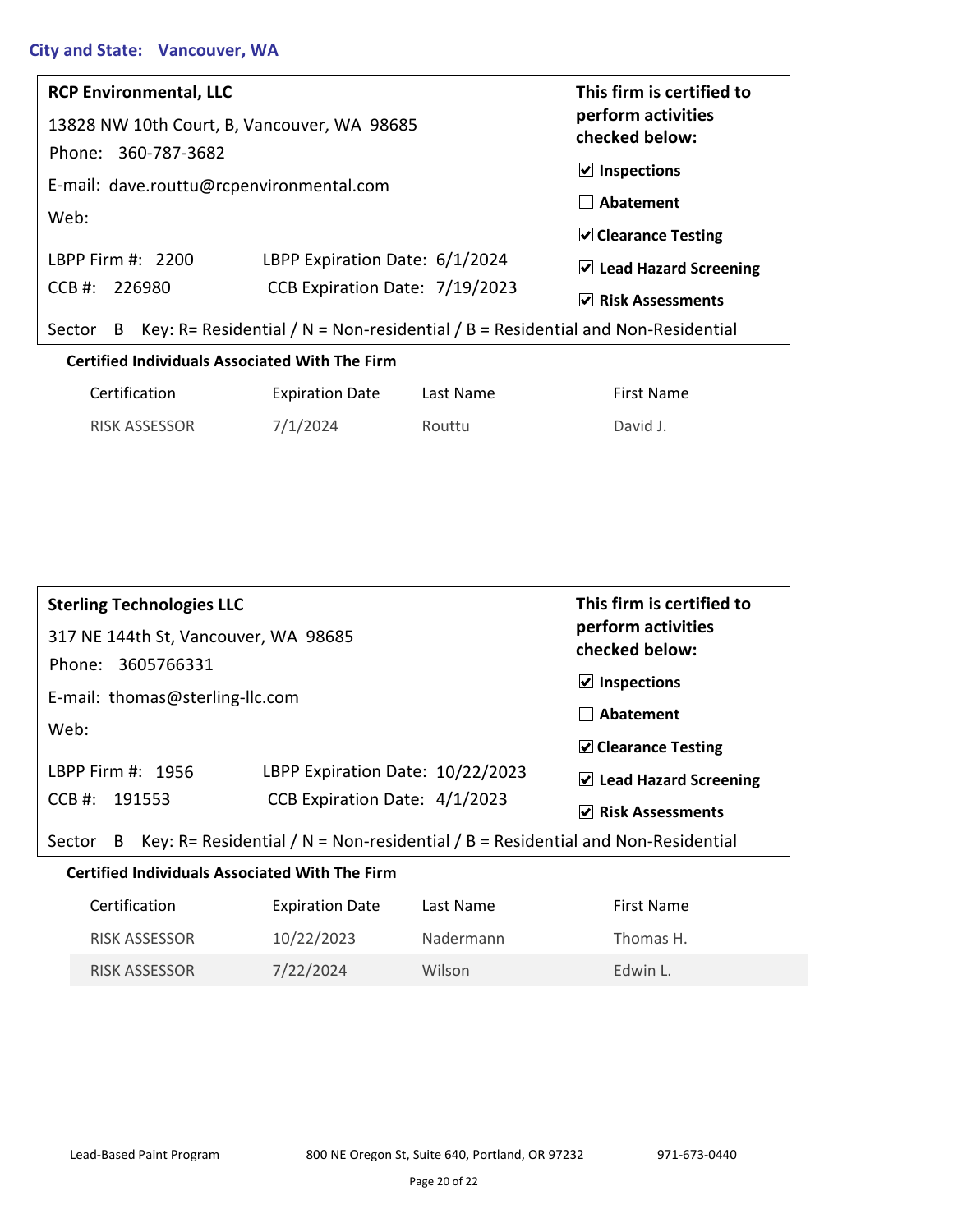**City and State: Vancouver, WA**

**RCP Environmental, LLC**

13828 NW 10th Court, B, Vancouver, WA 98685

Phone: 360-787-3682

E-mail: dave.routtu@rcpenvironmental.com

Web:

LBPP Firm #: 2200 LBPP Expiration Date: 6/1/2024

CCB #: 226980 CCB Expiration Date: 7/19/2023

**This firm is certified to perform activities checked below:**

- ☑ **Inspections**
- ☐ **Abatement**
- ☑ **Clearance Testing**
- ☑ **Lead Hazard Screening**
- ☑ **Risk Assessments**

Sector B Key: R= Residential / N = Non-residential / B = Residential and Non-Residential

**Certified Individuals Associated With The Firm**

| Certification | Expiration Date | Last Name | First Name |
|---|---|---|---|
| RISK ASSESSOR | 7/1/2024 | Routtu | David J. |

**Sterling Technologies LLC**

317 NE 144th St, Vancouver, WA 98685

Phone: 3605766331

E-mail: thomas@sterling-llc.com

Web:

LBPP Firm #: 1956 LBPP Expiration Date: 10/22/2023

CCB #: 191553 CCB Expiration Date: 4/1/2023

**This firm is certified to perform activities checked below:**

- ☑ **Inspections**
- ☐ **Abatement**
- ☑ **Clearance Testing**
- ☑ **Lead Hazard Screening**
- ☑ **Risk Assessments**

Sector B Key: R= Residential / N = Non-residential / B = Residential and Non-Residential

**Certified Individuals Associated With The Firm**

| Certification | Expiration Date | Last Name | First Name |
|---|---|---|---|
| RISK ASSESSOR | 10/22/2023 | Nadermann | Thomas H. |
| RISK ASSESSOR | 7/22/2024 | Wilson | Edwin L. |

Lead-Based Paint Program 800 NE Oregon St, Suite 640, Portland, OR 97232 971-673-0440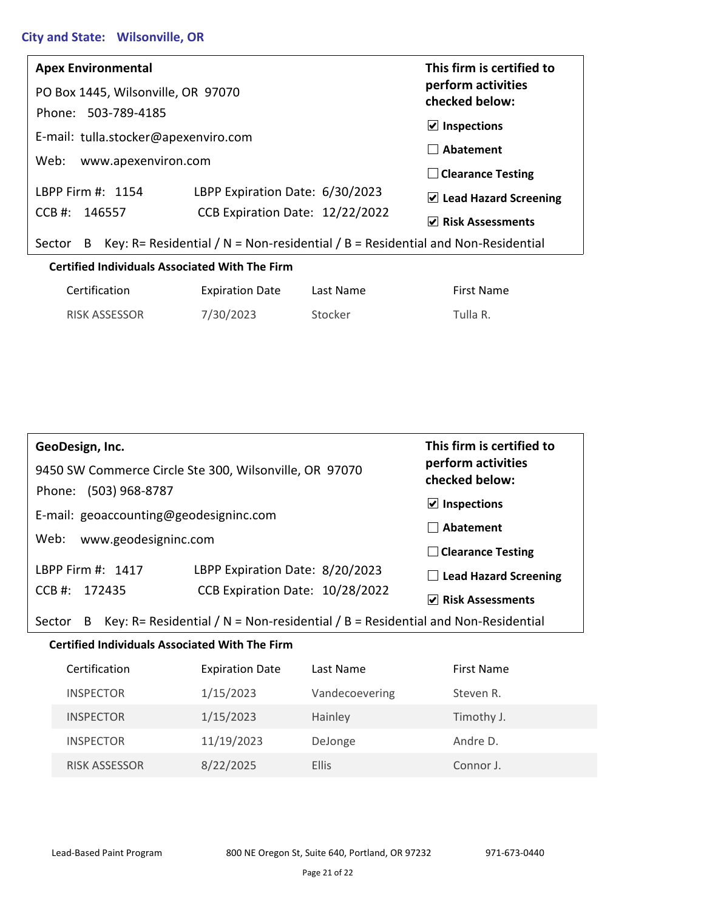**City and State: Wilsonville, OR**

**Apex Environmental**

PO Box 1445, Wilsonville, OR 97070

Phone: 503-789-4185

E-mail: tulla.stocker@apexenviro.com

Web: www.apexenviron.com

LBPP Firm #: 1154 LBPP Expiration Date: 6/30/2023

CCB #: 146557 CCB Expiration Date: 12/22/2022

**This firm is certified to perform activities checked below:**

- ☑ **Inspections**
- ☐ **Abatement**
- ☐ **Clearance Testing**
- ☑ **Lead Hazard Screening**
- ☑ **Risk Assessments**

Sector B Key: R= Residential / N = Non-residential / B = Residential and Non-Residential

**Certified Individuals Associated With The Firm**

| Certification | Expiration Date | Last Name | First Name |
|---|---|---|---|
| RISK ASSESSOR | 7/30/2023 | Stocker | Tulla R. |

**GeoDesign, Inc.**

9450 SW Commerce Circle Ste 300, Wilsonville, OR 97070

Phone: (503) 968-8787

E-mail: geoaccounting@geodesigninc.com

Web: www.geodesigninc.com

LBPP Firm #: 1417 LBPP Expiration Date: 8/20/2023

CCB #: 172435 CCB Expiration Date: 10/28/2022

**This firm is certified to perform activities checked below:**

- ☑ **Inspections**
- ☐ **Abatement**
- ☐ **Clearance Testing**
- ☐ **Lead Hazard Screening**
- ☑ **Risk Assessments**

Sector B Key: R= Residential / N = Non-residential / B = Residential and Non-Residential

**Certified Individuals Associated With The Firm**

| Certification | Expiration Date | Last Name | First Name |
|---|---|---|---|
| INSPECTOR | 1/15/2023 | Vandecoevering | Steven R. |
| INSPECTOR | 1/15/2023 | Hainley | Timothy J. |
| INSPECTOR | 11/19/2023 | DeJonge | Andre D. |
| RISK ASSESSOR | 8/22/2025 | Ellis | Connor J. |

Lead-Based Paint Program 800 NE Oregon St, Suite 640, Portland, OR 97232 971-673-0440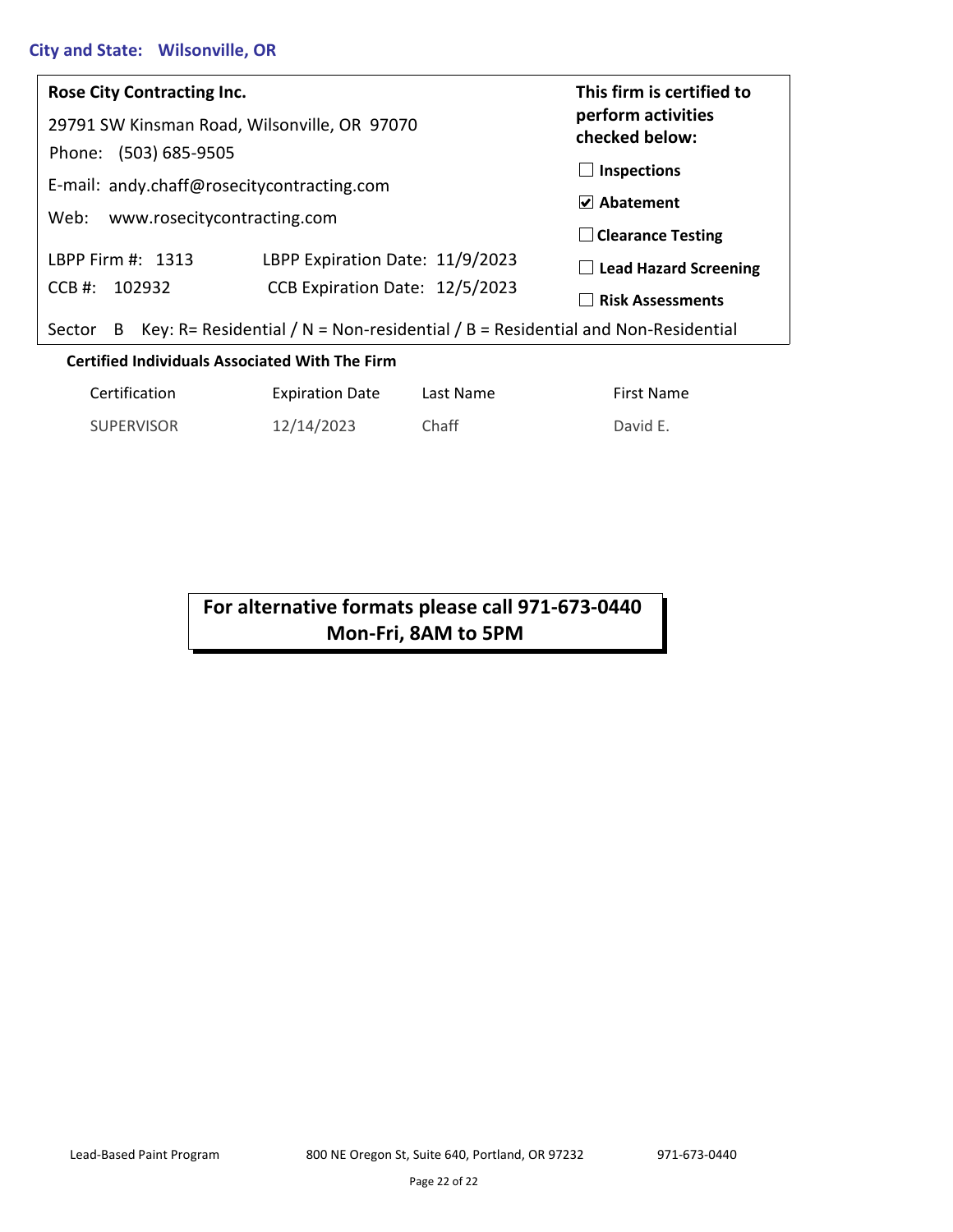**City and State: Wilsonville, OR**

**Rose City Contracting Inc.**

29791 SW Kinsman Road, Wilsonville, OR 97070

Phone: (503) 685-9505

E-mail: andy.chaff@rosecitycontracting.com

Web: www.rosecitycontracting.com

LBPP Firm #: 1313 LBPP Expiration Date: 11/9/2023

CCB #: 102932 CCB Expiration Date: 12/5/2023

**This firm is certified to perform activities checked below:**

- [ ] **Inspections**
- [x] **Abatement**
- [ ] **Clearance Testing**
- [ ] **Lead Hazard Screening**
- [ ] **Risk Assessments**

Sector B Key: R= Residential / N = Non-residential / B = Residential and Non-Residential

**Certified Individuals Associated With The Firm**

| Certification | Expiration Date | Last Name | First Name |
|---|---|---|---|
| SUPERVISOR | 12/14/2023 | Chaff | David E. |

**For alternative formats please call 971-673-0440 Mon-Fri, 8AM to 5PM**